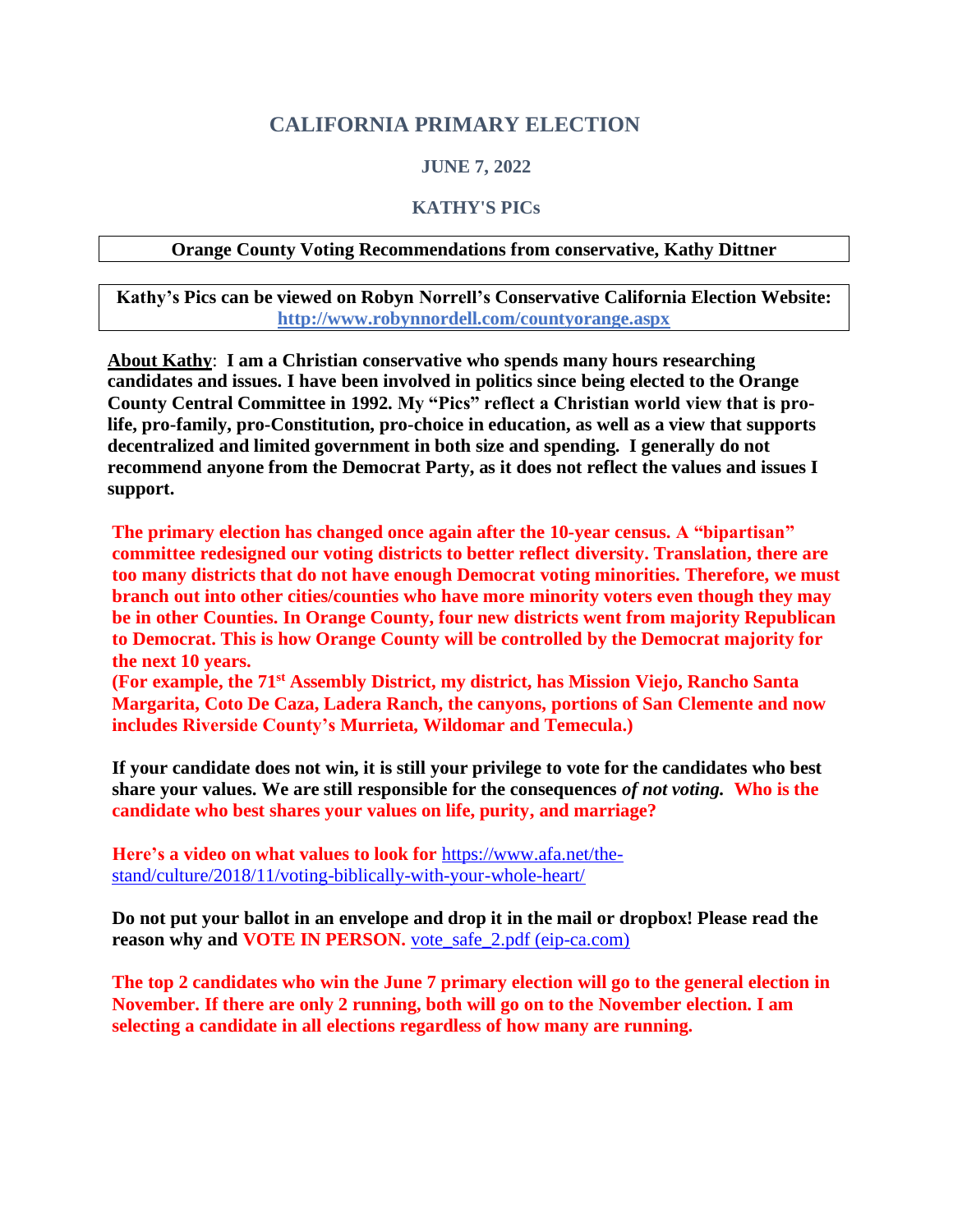# CALIFORNIA PRIMARY ELECTION

## JUNE 7, 2022

## KATHY'S PICs

**Orange County Voting Recommendations from conservative, Kathy Dittner**

**Kathy's Pics can be viewed on Robyn Norrell's Conservative California Election Website:** **http://www.robynnordell.com/countyorange.aspx**

**About Kathy: I am a Christian conservative who spends many hours researching candidates and issues. I have been involved in politics since being elected to the Orange County Central Committee in 1992. My "Pics" reflect a Christian world view that is pro-life, pro-family, pro-Constitution, pro-choice in education, as well as a view that supports decentralized and limited government in both size and spending. I generally do not recommend anyone from the Democrat Party, as it does not reflect the values and issues I support.**

**The primary election has changed once again after the 10-year census. A "bipartisan" committee redesigned our voting districts to better reflect diversity. Translation, there are too many districts that do not have enough Democrat voting minorities. Therefore, we must branch out into other cities/counties who have more minority voters even though they may be in other Counties. In Orange County, four new districts went from majority Republican to Democrat. This is how Orange County will be controlled by the Democrat majority for the next 10 years.**
**(For example, the 71st Assembly District, my district, has Mission Viejo, Rancho Santa Margarita, Coto De Caza, Ladera Ranch, the canyons, portions of San Clemente and now includes Riverside County's Murrieta, Wildomar and Temecula.)**

**If your candidate does not win, it is still your privilege to vote for the candidates who best share your values. We are still responsible for the consequences *of not voting.* Who is the candidate who best shares your values on life, purity, and marriage?**

**Here's a video on what values to look for** https://www.afa.net/the-stand/culture/2018/11/voting-biblically-with-your-whole-heart/

**Do not put your ballot in an envelope and drop it in the mail or dropbox! Please read the reason why and VOTE IN PERSON.** vote_safe_2.pdf (eip-ca.com)

**The top 2 candidates who win the June 7 primary election will go to the general election in November. If there are only 2 running, both will go on to the November election. I am selecting a candidate in all elections regardless of how many are running.**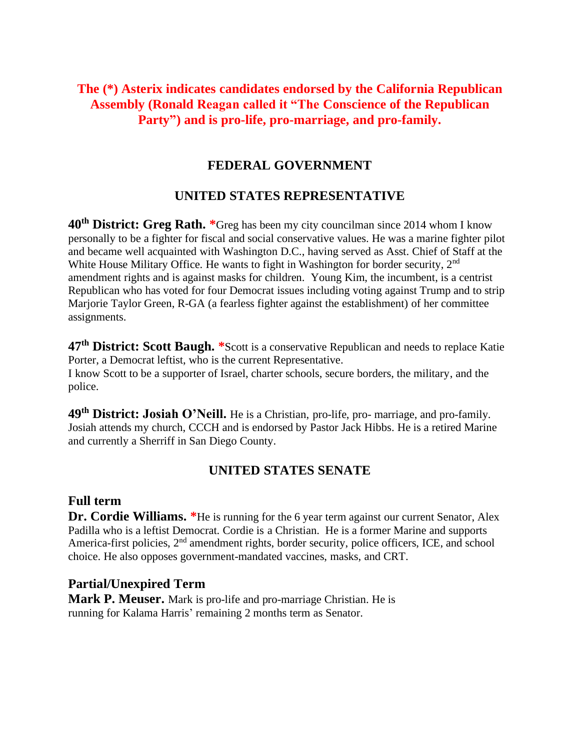**The (*) Asterix indicates candidates endorsed by the California Republican Assembly (Ronald Reagan called it "The Conscience of the Republican Party") and is pro-life, pro-marriage, and pro-family.**

## FEDERAL GOVERNMENT

### UNITED STATES REPRESENTATIVE

**40th District: Greg Rath.** *Greg has been my city councilman since 2014 whom I know personally to be a fighter for fiscal and social conservative values. He was a marine fighter pilot and became well acquainted with Washington D.C., having served as Asst. Chief of Staff at the White House Military Office. He wants to fight in Washington for border security, 2nd amendment rights and is against masks for children. Young Kim, the incumbent, is a centrist Republican who has voted for four Democrat issues including voting against Trump and to strip Marjorie Taylor Green, R-GA (a fearless fighter against the establishment) of her committee assignments.

**47th District: Scott Baugh.** *Scott is a conservative Republican and needs to replace Katie Porter, a Democrat leftist, who is the current Representative.
I know Scott to be a supporter of Israel, charter schools, secure borders, the military, and the police.

**49th District: Josiah O'Neill.** He is a Christian, pro-life, pro- marriage, and pro-family. Josiah attends my church, CCCH and is endorsed by Pastor Jack Hibbs. He is a retired Marine and currently a Sherriff in San Diego County.

### UNITED STATES SENATE

**Full term**
**Dr. Cordie Williams.** *He is running for the 6 year term against our current Senator, Alex Padilla who is a leftist Democrat. Cordie is a Christian. He is a former Marine and supports America-first policies, 2nd amendment rights, border security, police officers, ICE, and school choice. He also opposes government-mandated vaccines, masks, and CRT.

**Partial/Unexpired Term**
**Mark P. Meuser.** Mark is pro-life and pro-marriage Christian. He is running for Kalama Harris' remaining 2 months term as Senator.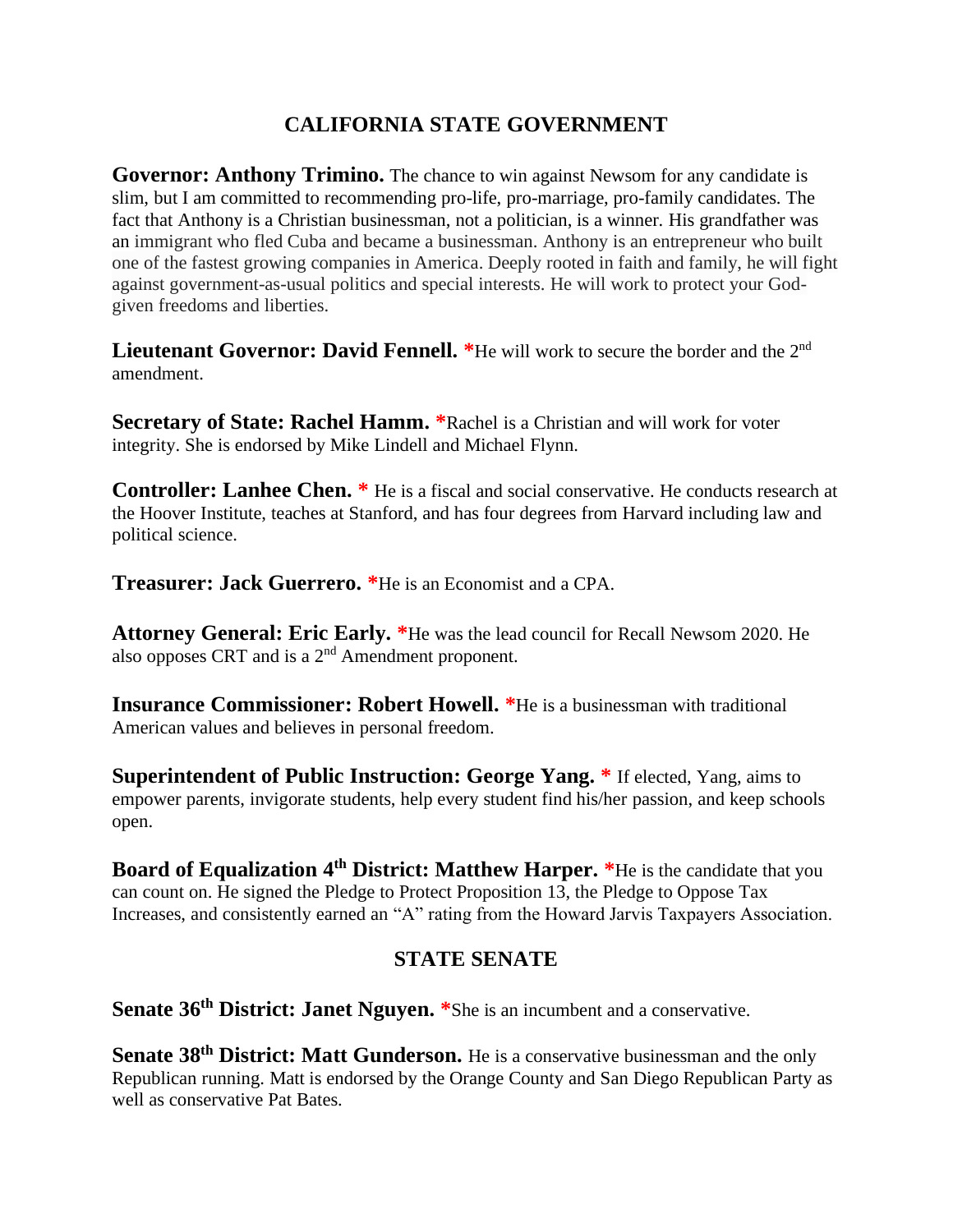## CALIFORNIA STATE GOVERNMENT

**Governor: Anthony Trimino.** The chance to win against Newsom for any candidate is slim, but I am committed to recommending pro-life, pro-marriage, pro-family candidates. The fact that Anthony is a Christian businessman, not a politician, is a winner. His grandfather was an immigrant who fled Cuba and became a businessman. Anthony is an entrepreneur who built one of the fastest growing companies in America. Deeply rooted in faith and family, he will fight against government-as-usual politics and special interests. He will work to protect your God-given freedoms and liberties.

**Lieutenant Governor: David Fennell.** *He will work to secure the border and the 2nd amendment.

**Secretary of State: Rachel Hamm.** *Rachel is a Christian and will work for voter integrity. She is endorsed by Mike Lindell and Michael Flynn.

**Controller: Lanhee Chen.** * He is a fiscal and social conservative. He conducts research at the Hoover Institute, teaches at Stanford, and has four degrees from Harvard including law and political science.

**Treasurer: Jack Guerrero.** *He is an Economist and a CPA.

**Attorney General: Eric Early.** *He was the lead council for Recall Newsom 2020. He also opposes CRT and is a 2nd Amendment proponent.

**Insurance Commissioner: Robert Howell.** *He is a businessman with traditional American values and believes in personal freedom.

**Superintendent of Public Instruction: George Yang.** * If elected, Yang, aims to empower parents, invigorate students, help every student find his/her passion, and keep schools open.

**Board of Equalization 4th District: Matthew Harper.** *He is the candidate that you can count on. He signed the Pledge to Protect Proposition 13, the Pledge to Oppose Tax Increases, and consistently earned an "A" rating from the Howard Jarvis Taxpayers Association.

## STATE SENATE

**Senate 36th District: Janet Nguyen.** *She is an incumbent and a conservative.

**Senate 38th District: Matt Gunderson.** He is a conservative businessman and the only Republican running. Matt is endorsed by the Orange County and San Diego Republican Party as well as conservative Pat Bates.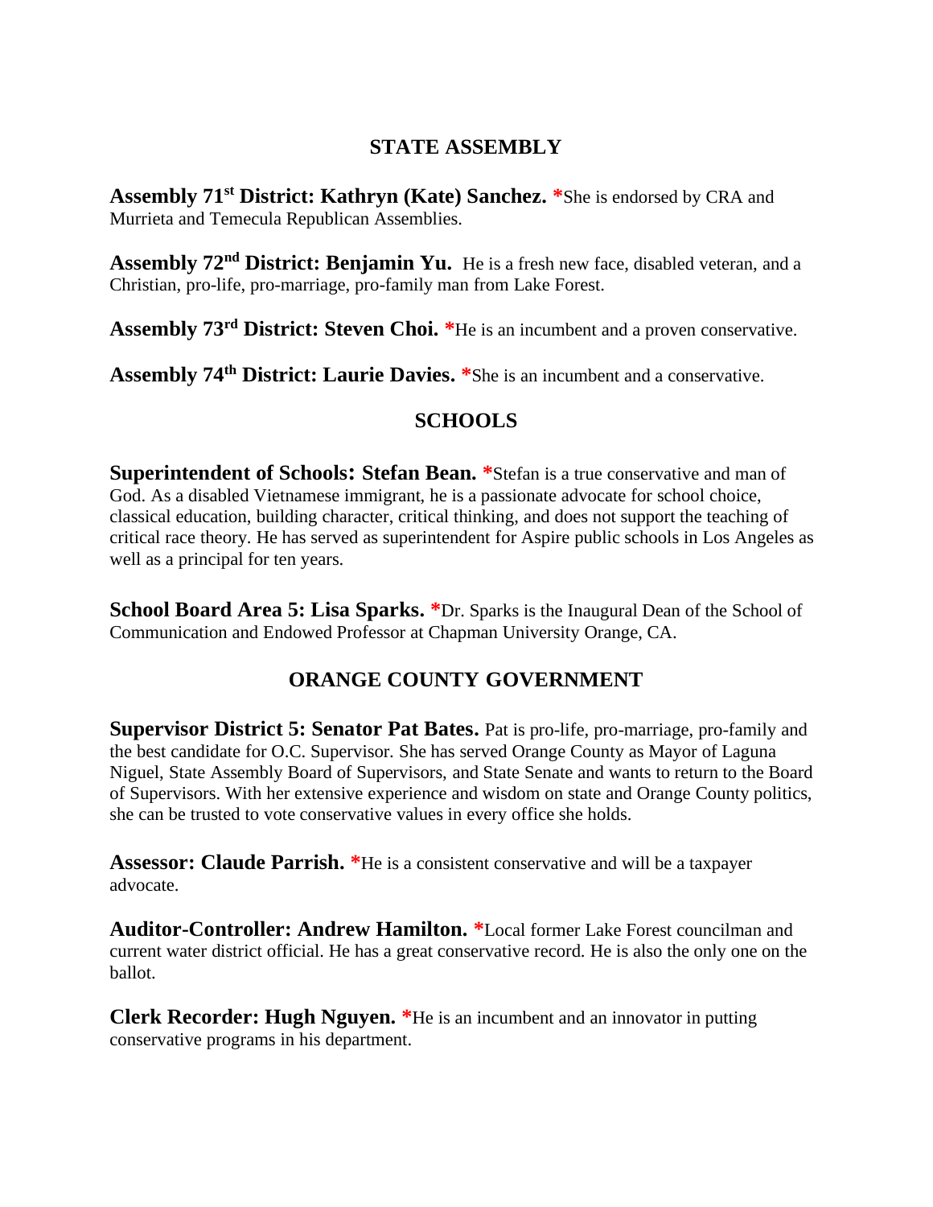## STATE ASSEMBLY

**Assembly 71st District: Kathryn (Kate) Sanchez.** *She is endorsed by CRA and Murrieta and Temecula Republican Assemblies.

**Assembly 72nd District: Benjamin Yu.** He is a fresh new face, disabled veteran, and a Christian, pro-life, pro-marriage, pro-family man from Lake Forest.

**Assembly 73rd District: Steven Choi.** *He is an incumbent and a proven conservative.

**Assembly 74th District: Laurie Davies.** *She is an incumbent and a conservative.

## SCHOOLS

**Superintendent of Schools: Stefan Bean.** *Stefan is a true conservative and man of God. As a disabled Vietnamese immigrant, he is a passionate advocate for school choice, classical education, building character, critical thinking, and does not support the teaching of critical race theory. He has served as superintendent for Aspire public schools in Los Angeles as well as a principal for ten years.

**School Board Area 5: Lisa Sparks.** *Dr. Sparks is the Inaugural Dean of the School of Communication and Endowed Professor at Chapman University Orange, CA.

## ORANGE COUNTY GOVERNMENT

**Supervisor District 5: Senator Pat Bates.** Pat is pro-life, pro-marriage, pro-family and the best candidate for O.C. Supervisor. She has served Orange County as Mayor of Laguna Niguel, State Assembly Board of Supervisors, and State Senate and wants to return to the Board of Supervisors. With her extensive experience and wisdom on state and Orange County politics, she can be trusted to vote conservative values in every office she holds.

**Assessor: Claude Parrish.** *He is a consistent conservative and will be a taxpayer advocate.

**Auditor-Controller: Andrew Hamilton.** *Local former Lake Forest councilman and current water district official. He has a great conservative record. He is also the only one on the ballot.

**Clerk Recorder: Hugh Nguyen.** *He is an incumbent and an innovator in putting conservative programs in his department.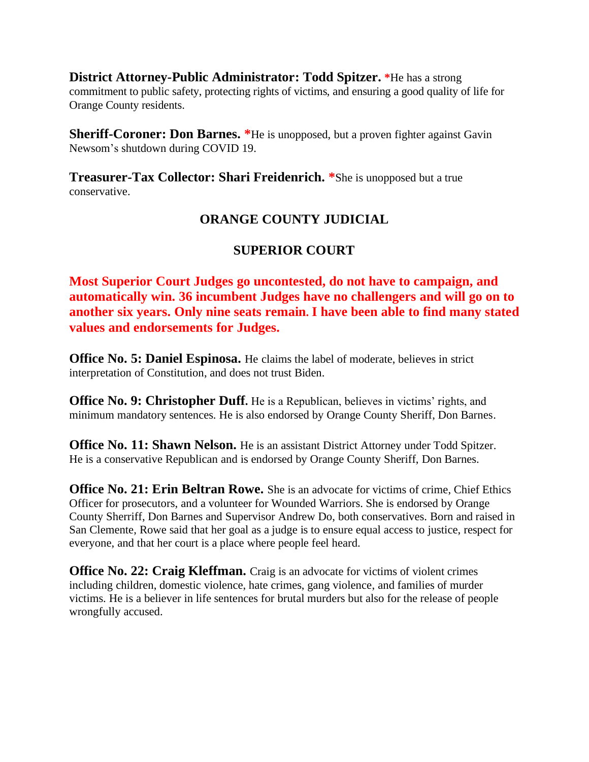**District Attorney-Public Administrator: Todd Spitzer.** *He has a strong commitment to public safety, protecting rights of victims, and ensuring a good quality of life for Orange County residents.

**Sheriff-Coroner: Don Barnes.** *He is unopposed, but a proven fighter against Gavin Newsom's shutdown during COVID 19.

**Treasurer-Tax Collector: Shari Freidenrich.** *She is unopposed but a true conservative.

## ORANGE COUNTY JUDICIAL

### SUPERIOR COURT

**Most Superior Court Judges go uncontested, do not have to campaign, and automatically win. 36 incumbent Judges have no challengers and will go on to another six years. Only nine seats remain. I have been able to find many stated values and endorsements for Judges.**

**Office No. 5: Daniel Espinosa.** He claims the label of moderate, believes in strict interpretation of Constitution, and does not trust Biden.

**Office No. 9: Christopher Duff.** He is a Republican, believes in victims' rights, and minimum mandatory sentences. He is also endorsed by Orange County Sheriff, Don Barnes.

**Office No. 11: Shawn Nelson.** He is an assistant District Attorney under Todd Spitzer. He is a conservative Republican and is endorsed by Orange County Sheriff, Don Barnes.

**Office No. 21: Erin Beltran Rowe.** She is an advocate for victims of crime, Chief Ethics Officer for prosecutors, and a volunteer for Wounded Warriors. She is endorsed by Orange County Sherriff, Don Barnes and Supervisor Andrew Do, both conservatives. Born and raised in San Clemente, Rowe said that her goal as a judge is to ensure equal access to justice, respect for everyone, and that her court is a place where people feel heard.

**Office No. 22: Craig Kleffman.** Craig is an advocate for victims of violent crimes including children, domestic violence, hate crimes, gang violence, and families of murder victims. He is a believer in life sentences for brutal murders but also for the release of people wrongfully accused.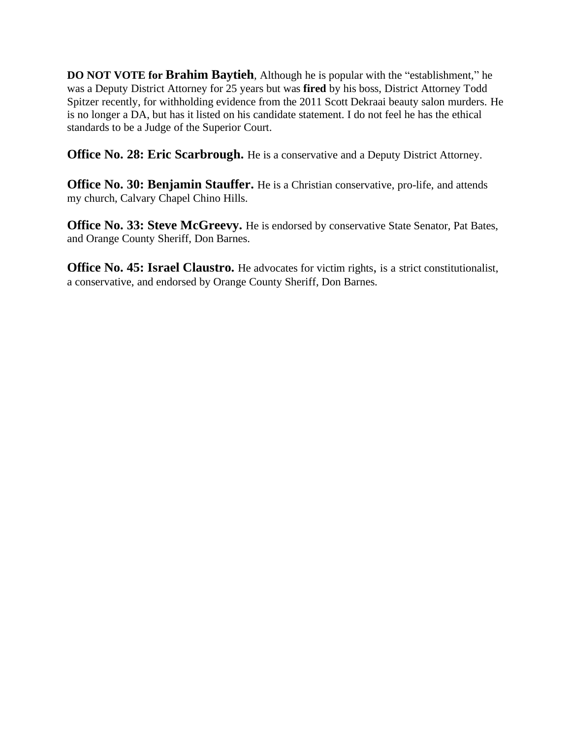**DO NOT VOTE for Brahim Baytieh**, Although he is popular with the "establishment," he was a Deputy District Attorney for 25 years but was **fired** by his boss, District Attorney Todd Spitzer recently, for withholding evidence from the 2011 Scott Dekraai beauty salon murders. He is no longer a DA, but has it listed on his candidate statement. I do not feel he has the ethical standards to be a Judge of the Superior Court.

**Office No. 28: Eric Scarbrough.** He is a conservative and a Deputy District Attorney.

**Office No. 30: Benjamin Stauffer.** He is a Christian conservative, pro-life, and attends my church, Calvary Chapel Chino Hills.

**Office No. 33: Steve McGreevy.** He is endorsed by conservative State Senator, Pat Bates, and Orange County Sheriff, Don Barnes.

**Office No. 45: Israel Claustro.** He advocates for victim rights, is a strict constitutionalist, a conservative, and endorsed by Orange County Sheriff, Don Barnes.